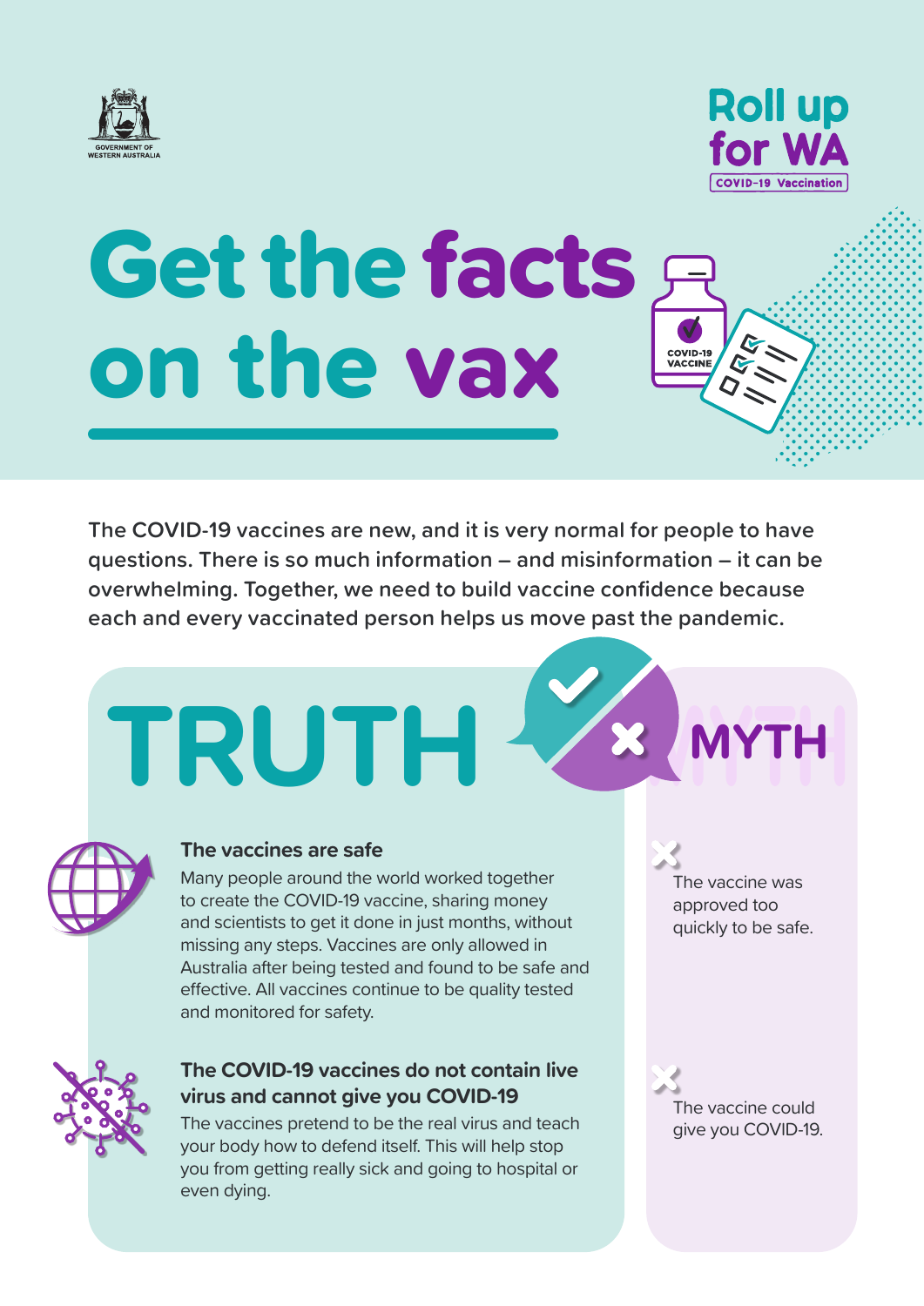GOVERNMENT OF WESTERN AUSTRALIA

Roll up for WA

COVID-19 Vaccination

# Get the facts on the vax

The COVID-19 vaccines are new, and it is very normal for people to have questions. There is so much information – and misinformation – it can be overwhelming. Together, we need to build vaccine confidence because each and every vaccinated person helps us move past the pandemic.

| TRUTH | MYTH |
| --- | --- |
| **The vaccines are safe**<br>Many people around the world worked together to create the COVID-19 vaccine, sharing money and scientists to get it done in just months, without missing any steps. Vaccines are only allowed in Australia after being tested and found to be safe and effective. All vaccines continue to be quality tested and monitored for safety. | The vaccine was approved too quickly to be safe. |
| **The COVID-19 vaccines do not contain live virus and cannot give you COVID-19**<br>The vaccines pretend to be the real virus and teach your body how to defend itself. This will help stop you from getting really sick and going to hospital or even dying. | The vaccine could give you COVID-19. |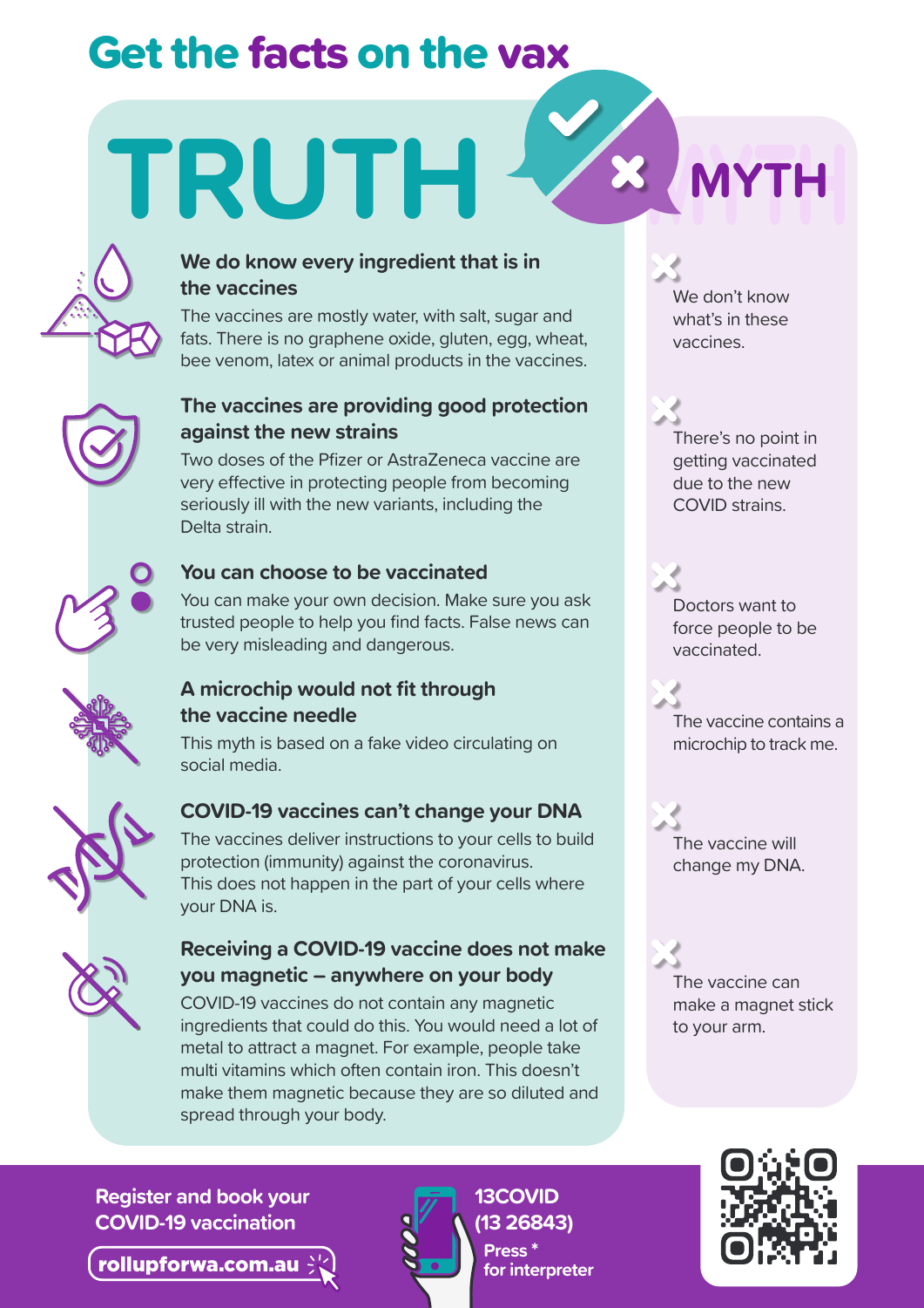# Get the facts on the vax

## TRUTH

### We do know every ingredient that is in the vaccines

The vaccines are mostly water, with salt, sugar and fats. There is no graphene oxide, gluten, egg, wheat, bee venom, latex or animal products in the vaccines.

### The vaccines are providing good protection against the new strains

Two doses of the Pfizer or AstraZeneca vaccine are very effective in protecting people from becoming seriously ill with the new variants, including the Delta strain.

### You can choose to be vaccinated

You can make your own decision. Make sure you ask trusted people to help you find facts. False news can be very misleading and dangerous.

### A microchip would not fit through the vaccine needle

This myth is based on a fake video circulating on social media.

### COVID-19 vaccines can't change your DNA

The vaccines deliver instructions to your cells to build protection (immunity) against the coronavirus. This does not happen in the part of your cells where your DNA is.

### Receiving a COVID-19 vaccine does not make you magnetic – anywhere on your body

COVID-19 vaccines do not contain any magnetic ingredients that could do this. You would need a lot of metal to attract a magnet. For example, people take multi vitamins which often contain iron. This doesn't make them magnetic because they are so diluted and spread through your body.

## MYTH

- We don't know what's in these vaccines.
- There's no point in getting vaccinated due to the new COVID strains.
- Doctors want to force people to be vaccinated.
- The vaccine contains a microchip to track me.
- The vaccine will change my DNA.
- The vaccine can make a magnet stick to your arm.

---

**Register and book your COVID-19 vaccination**

rollupforwa.com.au

**13COVID (13 26843)**

**Press * for interpreter**